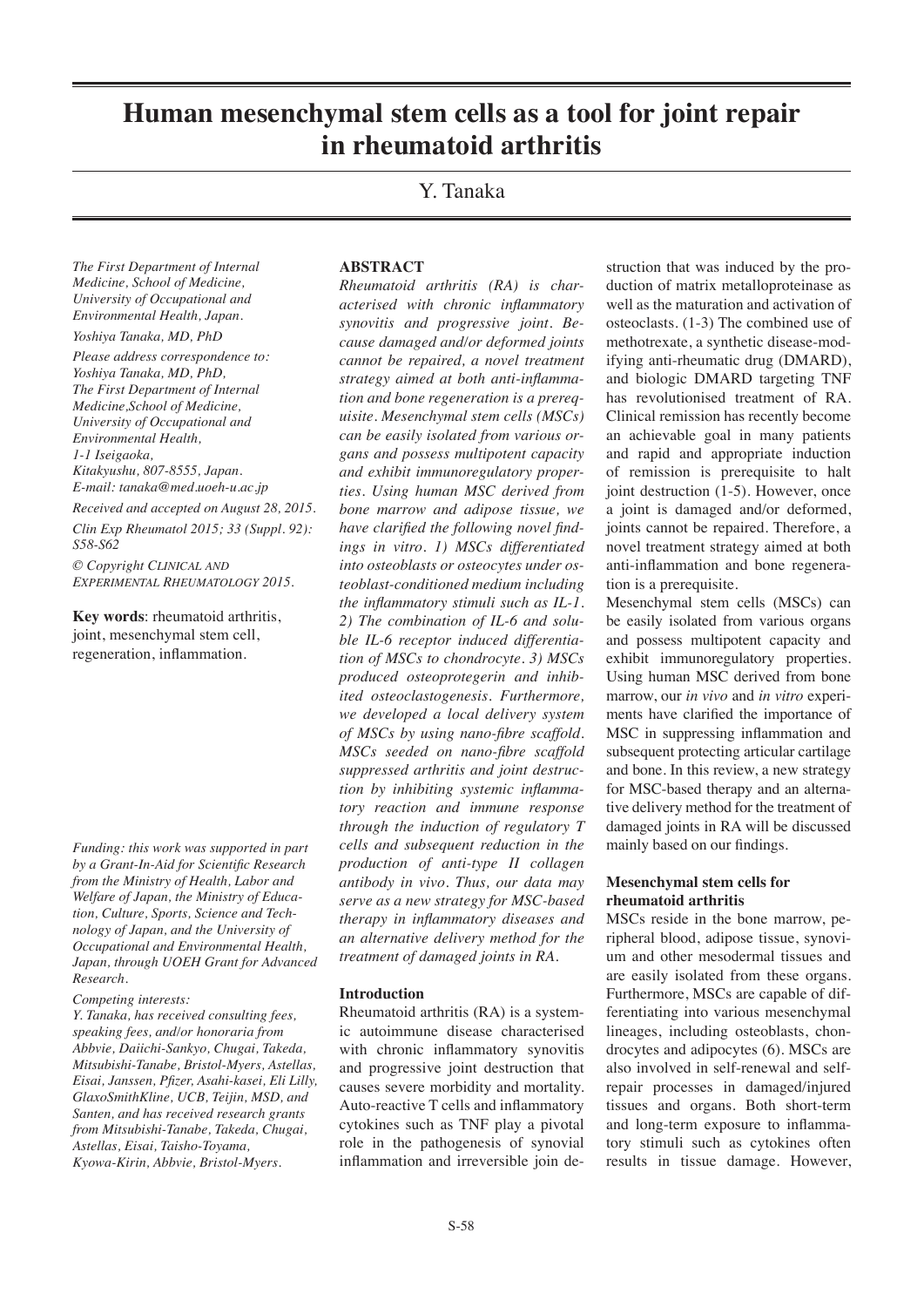# Human mesenchymal stem cells as a tool for joint repair in rheumatoid arthritis

Y. Tanaka

*The First Department of Internal Medicine, School of Medicine, University of Occupational and Environmental Health, Japan.*

*Yoshiya Tanaka, MD, PhD*

*Please address correspondence to: Yoshiya Tanaka, MD, PhD, The First Department of Internal Medicine,School of Medicine, University of Occupational and Environmental Health, 1-1 Iseigaoka, Kitakyushu, 807-8555, Japan. E-mail: tanaka@med.uoeh-u.ac.jp*

*Received and accepted on August 28, 2015.*

*Clin Exp Rheumatol 2015; 33 (Suppl. 92): S58-S62*

*© Copyright Clinical and Experimental Rheumatology 2015.*

**Key words**: rheumatoid arthritis, joint, mesenchymal stem cell, regeneration, inflammation.

*Funding: this work was supported in part by a Grant-In-Aid for Scientific Research from the Ministry of Health, Labor and Welfare of Japan, the Ministry of Education, Culture, Sports, Science and Technology of Japan, and the University of Occupational and Environmental Health, Japan, through UOEH Grant for Advanced Research.*

*Competing interests:*
*Y. Tanaka, has received consulting fees, speaking fees, and/or honoraria from Abbvie, Daiichi-Sankyo, Chugai, Takeda, Mitsubishi-Tanabe, Bristol-Myers, Astellas, Eisai, Janssen, Pfizer, Asahi-kasei, Eli Lilly, GlaxoSmithKline, UCB, Teijin, MSD, and Santen, and has received research grants from Mitsubishi-Tanabe, Takeda, Chugai, Astellas, Eisai, Taisho-Toyama, Kyowa-Kirin, Abbvie, Bristol-Myers.*

## ABSTRACT

*Rheumatoid arthritis (RA) is characterised with chronic inflammatory synovitis and progressive joint. Because damaged and/or deformed joints cannot be repaired, a novel treatment strategy aimed at both anti-inflammation and bone regeneration is a prerequisite. Mesenchymal stem cells (MSCs) can be easily isolated from various organs and possess multipotent capacity and exhibit immunoregulatory properties. Using human MSC derived from bone marrow and adipose tissue, we have clarified the following novel findings in vitro. 1) MSCs differentiated into osteoblasts or osteocytes under osteoblast-conditioned medium including the inflammatory stimuli such as IL-1. 2) The combination of IL-6 and soluble IL-6 receptor induced differentiation of MSCs to chondrocyte. 3) MSCs produced osteoprotegerin and inhibited osteoclastogenesis. Furthermore, we developed a local delivery system of MSCs by using nano-fibre scaffold. MSCs seeded on nano-fibre scaffold suppressed arthritis and joint destruction by inhibiting systemic inflammatory reaction and immune response through the induction of regulatory T cells and subsequent reduction in the production of anti-type II collagen antibody in vivo. Thus, our data may serve as a new strategy for MSC-based therapy in inflammatory diseases and an alternative delivery method for the treatment of damaged joints in RA.*

## Introduction

Rheumatoid arthritis (RA) is a systemic autoimmune disease characterised with chronic inflammatory synovitis and progressive joint destruction that causes severe morbidity and mortality. Auto-reactive T cells and inflammatory cytokines such as TNF play a pivotal role in the pathogenesis of synovial inflammation and irreversible join destruction that was induced by the production of matrix metalloproteinase as well as the maturation and activation of osteoclasts. (1-3) The combined use of methotrexate, a synthetic disease-modifying anti-rheumatic drug (DMARD), and biologic DMARD targeting TNF has revolutionised treatment of RA. Clinical remission has recently become an achievable goal in many patients and rapid and appropriate induction of remission is prerequisite to halt joint destruction (1-5). However, once a joint is damaged and/or deformed, joints cannot be repaired. Therefore, a novel treatment strategy aimed at both anti-inflammation and bone regeneration is a prerequisite.

Mesenchymal stem cells (MSCs) can be easily isolated from various organs and possess multipotent capacity and exhibit immunoregulatory properties. Using human MSC derived from bone marrow, our *in vivo* and *in vitro* experiments have clarified the importance of MSC in suppressing inflammation and subsequent protecting articular cartilage and bone. In this review, a new strategy for MSC-based therapy and an alternative delivery method for the treatment of damaged joints in RA will be discussed mainly based on our findings.

## Mesenchymal stem cells for rheumatoid arthritis

MSCs reside in the bone marrow, peripheral blood, adipose tissue, synovium and other mesodermal tissues and are easily isolated from these organs. Furthermore, MSCs are capable of differentiating into various mesenchymal lineages, including osteoblasts, chondrocytes and adipocytes (6). MSCs are also involved in self-renewal and self-repair processes in damaged/injured tissues and organs. Both short-term and long-term exposure to inflammatory stimuli such as cytokines often results in tissue damage. However,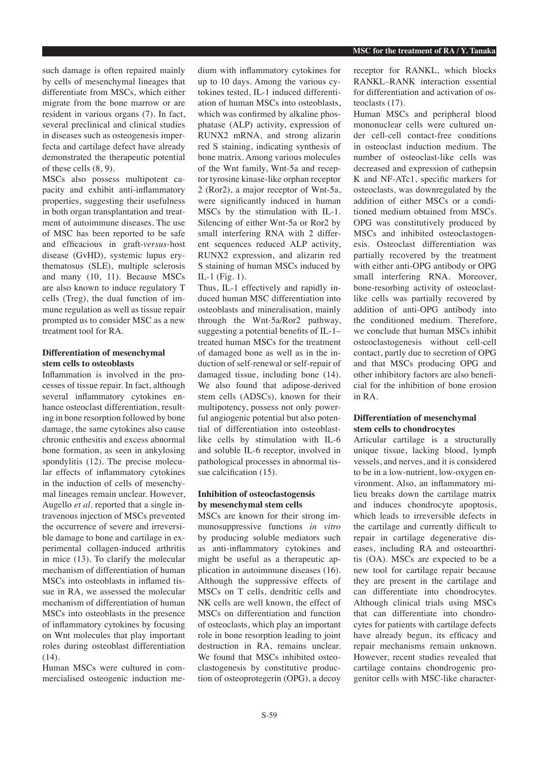such damage is often repaired mainly by cells of mesenchymal lineages that differentiate from MSCs, which either migrate from the bone marrow or are resident in various organs (7). In fact, several preclinical and clinical studies in diseases such as osteogenesis imperfecta and cartilage defect have already demonstrated the therapeutic potential of these cells (8, 9).

MSCs also possess multipotent capacity and exhibit anti-inflammatory properties, suggesting their usefulness in both organ transplantation and treatment of autoimmune diseases. The use of MSC has been reported to be safe and efficacious in graft-*versus*-host disease (GvHD), systemic lupus erythematosus (SLE), multiple sclerosis and many (10, 11). Because MSCs are also known to induce regulatory T cells (Treg), the dual function of immune regulation as well as tissue repair prompted us to consider MSC as a new treatment tool for RA.

### Differentiation of mesenchymal stem cells to osteoblasts

Inflammation is involved in the processes of tissue repair. In fact, although several inflammatory cytokines enhance osteoclast differentiation, resulting in bone resorption followed by bone damage, the same cytokines also cause chronic enthesitis and excess abnormal bone formation, as seen in ankylosing spondylitis (12). The precise molecular effects of inflammatory cytokines in the induction of cells of mesenchymal lineages remain unclear. However, Augello *et al.* reported that a single intravenous injection of MSCs prevented the occurrence of severe and irreversible damage to bone and cartilage in experimental collagen-induced arthritis in mice (13). To clarify the molecular mechanism of differentiation of human MSCs into osteoblasts in inflamed tissue in RA, we assessed the molecular mechanism of differentiation of human MSCs into osteoblasts in the presence of inflammatory cytokines by focusing on Wnt molecules that play important roles during osteoblast differentiation (14).

Human MSCs were cultured in commercialised osteogenic induction medium with inflammatory cytokines for up to 10 days. Among the various cytokines tested, IL-1 induced differentiation of human MSCs into osteoblasts, which was confirmed by alkaline phosphatase (ALP) activity, expression of RUNX2 mRNA, and strong alizarin red S staining, indicating synthesis of bone matrix. Among various molecules of the Wnt family, Wnt-5a and receptor tyrosine kinase-like orphan receptor 2 (Ror2), a major receptor of Wnt-5a, were significantly induced in human MSCs by the stimulation with IL-1. Silencing of either Wnt-5a or Ror2 by small interfering RNA with 2 different sequences reduced ALP activity, RUNX2 expression, and alizarin red S staining of human MSCs induced by IL-1 (Fig. 1).

Thus, IL-1 effectively and rapidly induced human MSC differentiation into osteoblasts and mineralisation, mainly through the Wnt-5a/Ror2 pathway, suggesting a potential benefits of IL-1–treated human MSCs for the treatment of damaged bone as well as in the induction of self-renewal or self-repair of damaged tissue, including bone (14). We also found that adipose-derived stem cells (ADSCs), known for their multipotency, possess not only powerful angiogenic potential but also potential of differentiation into osteoblast-like cells by stimulation with IL-6 and soluble IL-6 receptor, involved in pathological processes in abnormal tissue calcification (15).

### Inhibition of osteoclastogensis by mesenchymal stem cells

MSCs are known for their strong immunosuppressive functions *in vitro* by producing soluble mediators such as anti-inflammatory cytokines and might be useful as a therapeutic application in autoimmune diseases (16). Although the suppressive effects of MSCs on T cells, dendritic cells and NK cells are well known, the effect of MSCs on differentiation and function of osteoclasts, which play an important role in bone resorption leading to joint destruction in RA, remains unclear. We found that MSCs inhibited osteoclastogenesis by constitutive production of osteoprotegerin (OPG), a decoy receptor for RANKL, which blocks RANKL–RANK interaction essential for differentiation and activation of osteoclasts (17).

Human MSCs and peripheral blood mononuclear cells were cultured under cell-cell contact-free conditions in osteoclast induction medium. The number of osteoclast-like cells was decreased and expression of cathepsin K and NF-ATc1, specific markers for osteoclasts, was downregulated by the addition of either MSCs or a conditioned medium obtained from MSCs. OPG was constitutively produced by MSCs and inhibited osteoclastogenesis. Osteoclast differentiation was partially recovered by the treatment with either anti-OPG antibody or OPG small interfering RNA. Moreover, bone-resorbing activity of osteoclast-like cells was partially recovered by addition of anti-OPG antibody into the conditioned medium. Therefore, we conclude that human MSCs inhibit osteoclastogenesis without cell-cell contact, partly due to secretion of OPG and that MSCs producing OPG and other inhibitory factors are also beneficial for the inhibition of bone erosion in RA.

### Differentiation of mesenchymal stem cells to chondrocytes

Articular cartilage is a structurally unique tissue, lacking blood, lymph vessels, and nerves, and it is considered to be in a low-nutrient, low-oxygen environment. Also, an inflammatory milieu breaks down the cartilage matrix and induces chondrocyte apoptosis, which leads to irreversible defects in the cartilage and currently difficult to repair in cartilage degenerative diseases, including RA and osteoarthritis (OA). MSCs are expected to be a new tool for cartilage repair because they are present in the cartilage and can differentiate into chondrocytes. Although clinical trials using MSCs that can differentiate into chondrocytes for patients with cartilage defects have already begun, its efficacy and repair mechanisms remain unknown. However, recent studies revealed that cartilage contains chondrogenic progenitor cells with MSC-like character-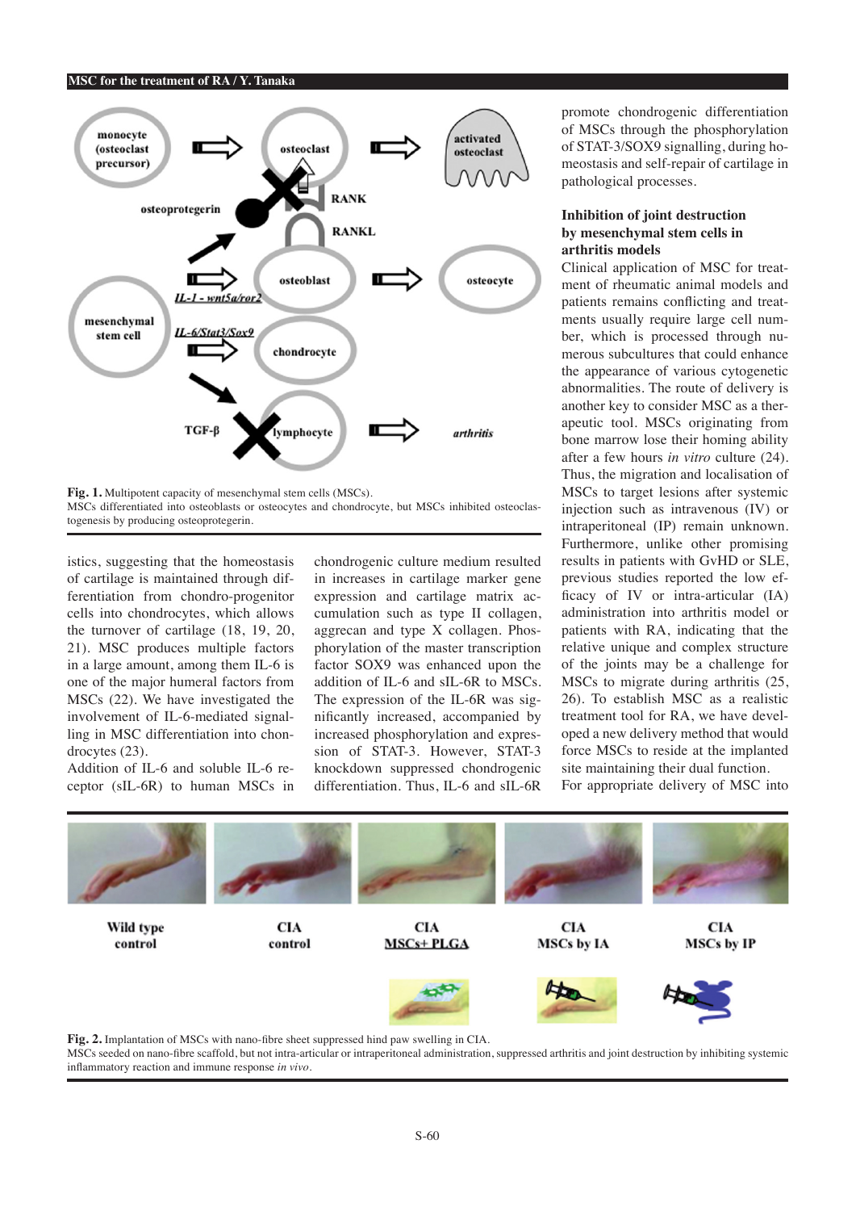**Fig. 1.** Multipotent capacity of mesenchymal stem cells (MSCs).
MSCs differentiated into osteoblasts or osteocytes and chondrocyte, but MSCs inhibited osteoclastogenesis by producing osteoprotegerin.

istics, suggesting that the homeostasis of cartilage is maintained through differentiation from chondro-progenitor cells into chondrocytes, which allows the turnover of cartilage (18, 19, 20, 21). MSC produces multiple factors in a large amount, among them IL-6 is one of the major humeral factors from MSCs (22). We have investigated the involvement of IL-6-mediated signalling in MSC differentiation into chondrocytes (23).

Addition of IL-6 and soluble IL-6 receptor (sIL-6R) to human MSCs in chondrogenic culture medium resulted in increases in cartilage marker gene expression and cartilage matrix accumulation such as type II collagen, aggrecan and type X collagen. Phosphorylation of the master transcription factor SOX9 was enhanced upon the addition of IL-6 and sIL-6R to MSCs. The expression of the IL-6R was significantly increased, accompanied by increased phosphorylation and expression of STAT-3. However, STAT-3 knockdown suppressed chondrogenic differentiation. Thus, IL-6 and sIL-6R promote chondrogenic differentiation of MSCs through the phosphorylation of STAT-3/SOX9 signalling, during homeostasis and self-repair of cartilage in pathological processes.

## Inhibition of joint destruction by mesenchymal stem cells in arthritis models

Clinical application of MSC for treatment of rheumatic animal models and patients remains conflicting and treatments usually require large cell number, which is processed through numerous subcultures that could enhance the appearance of various cytogenetic abnormalities. The route of delivery is another key to consider MSC as a therapeutic tool. MSCs originating from bone marrow lose their homing ability after a few hours *in vitro* culture (24). Thus, the migration and localisation of MSCs to target lesions after systemic injection such as intravenous (IV) or intraperitoneal (IP) remain unknown. Furthermore, unlike other promising results in patients with GvHD or SLE, previous studies reported the low efficacy of IV or intra-articular (IA) administration into arthritis model or patients with RA, indicating that the relative unique and complex structure of the joints may be a challenge for MSCs to migrate during arthritis (25, 26). To establish MSC as a realistic treatment tool for RA, we have developed a new delivery method that would force MSCs to reside at the implanted site maintaining their dual function.

For appropriate delivery of MSC into

**Fig. 2.** Implantation of MSCs with nano-fibre sheet suppressed hind paw swelling in CIA.
MSCs seeded on nano-fibre scaffold, but not intra-articular or intraperitoneal administration, suppressed arthritis and joint destruction by inhibiting systemic inflammatory reaction and immune response *in vivo*.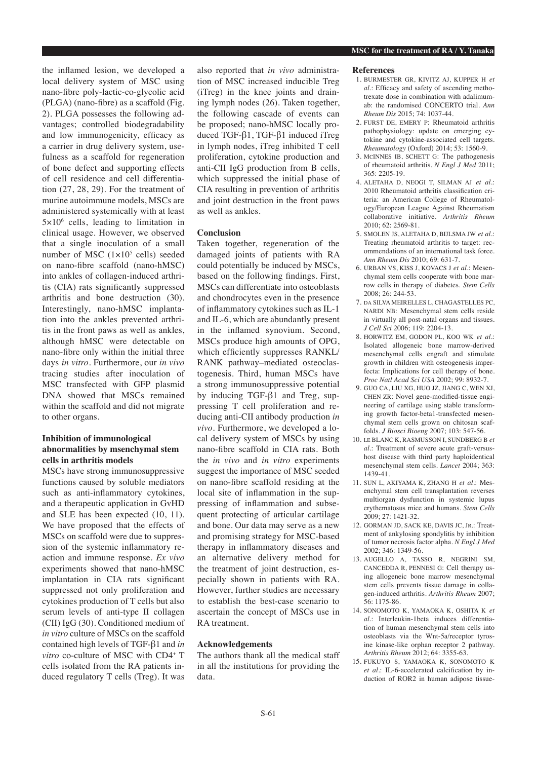the inflamed lesion, we developed a local delivery system of MSC using nano-fibre poly-lactic-co-glycolic acid (PLGA) (nano-fibre) as a scaffold (Fig. 2). PLGA possesses the following advantages; controlled biodegradability and low immunogenicity, efficacy as a carrier in drug delivery system, usefulness as a scaffold for regeneration of bone defect and supporting effects of cell residence and cell differentiation (27, 28, 29). For the treatment of murine autoimmune models, MSCs are administered systemically with at least $5 \times 10^6$ cells, leading to limitation in clinical usage. However, we observed that a single inoculation of a small number of MSC ($1 \times 10^5$ cells) seeded on nano-fibre scaffold (nano-hMSC) into ankles of collagen-induced arthritis (CIA) rats significantly suppressed arthritis and bone destruction (30). Interestingly, nano-hMSC implantation into the ankles prevented arthritis in the front paws as well as ankles, although hMSC were detectable on nano-fibre only within the initial three days *in vitro*. Furthermore, our *in vivo* tracing studies after inoculation of MSC transfected with GFP plasmid DNA showed that MSCs remained within the scaffold and did not migrate to other organs.

### Inhibition of immunological abnormalities by msenchymal stem cells in arthritis models

MSCs have strong immunosuppressive functions caused by soluble mediators such as anti-inflammatory cytokines, and a therapeutic application in GvHD and SLE has been expected (10, 11). We have proposed that the effects of MSCs on scaffold were due to suppression of the systemic inflammatory reaction and immune response. *Ex vivo* experiments showed that nano-hMSC implantation in CIA rats significant suppressed not only proliferation and cytokines production of T cells but also serum levels of anti-type II collagen (CII) IgG (30). Conditioned medium of *in vitro* culture of MSCs on the scaffold contained high levels of TGF-β1 and *in vitro* co-culture of MSC with $CD4^+$ T cells isolated from the RA patients induced regulatory T cells (Treg). It was also reported that *in vivo* administration of MSC increased inducible Treg (iTreg) in the knee joints and draining lymph nodes (26). Taken together, the following cascade of events can be proposed; nano-hMSC locally produced TGF-β1, TGF-β1 induced iTreg in lymph nodes, iTreg inhibited T cell proliferation, cytokine production and anti-CII IgG production from B cells, which suppressed the initial phase of CIA resulting in prevention of arthritis and joint destruction in the front paws as well as ankles.

### Conclusion

Taken together, regeneration of the damaged joints of patients with RA could potentially be induced by MSCs, based on the following findings. First, MSCs can differentiate into osteoblasts and chondrocytes even in the presence of inflammatory cytokines such as IL-1 and IL-6, which are abundantly present in the inflamed synovium. Second, MSCs produce high amounts of OPG, which efficiently suppresses RANKL/RANK pathway–mediated osteoclastogenesis. Third, human MSCs have a strong immunosuppressive potential by inducing TGF-β1 and Treg, suppressing T cell proliferation and reducing anti-CII antibody production *in vivo*. Furthermore, we developed a local delivery system of MSCs by using nano-fibre scaffold in CIA rats. Both the *in vivo* and *in vitro* experiments suggest the importance of MSC seeded on nano-fibre scaffold residing at the local site of inflammation in the suppressing of inflammation and subsequent protecting of articular cartilage and bone. Our data may serve as a new and promising strategy for MSC-based therapy in inflammatory diseases and an alternative delivery method for the treatment of joint destruction, especially shown in patients with RA. However, further studies are necessary to establish the best-case scenario to ascertain the concept of MSCs use in RA treatment.

### Acknowledgements

The authors thank all the medical staff in all the institutions for providing the data.

### References

1. BURMESTER GR, KIVITZ AJ, KUPPER H *et al.*: Efficacy and safety of ascending methotrexate dose in combination with adalimumab: the randomised CONCERTO trial. *Ann Rheum Dis* 2015; 74: 1037-44.
2. FURST DE, EMERY P: Rheumatoid arthritis pathophysiology: update on emerging cytokine and cytokine-associated cell targets. *Rheumatology* (Oxford) 2014; 53: 1560-9.
3. McINNES IB, SCHETT G: The pathogenesis of rheumatoid arthritis. *N Engl J Med* 2011; 365: 2205-19.
4. ALETAHA D, NEOGI T, SILMAN AJ *et al.*: 2010 Rheumatoid arthritis classification criteria: an American College of Rheumatology/European League Against Rheumatism collaborative initiative. *Arthritis Rheum* 2010; 62: 2569-81.
5. SMOLEN JS, ALETAHA D, BIJLSMA JW *et al.*: Treating rheumatoid arthritis to target: recommendations of an international task force. *Ann Rheum Dis* 2010; 69: 631-7.
6. URBAN VS, KISS J, KOVACS J *et al.*: Mesenchymal stem cells cooperate with bone marrow cells in therapy of diabetes. *Stem Cells* 2008; 26: 244-53.
7. DA SILVA MEIRELLES L, CHAGASTELLES PC, NARDI NB: Mesenchymal stem cells reside in virtually all post-natal organs and tissues. *J Cell Sci* 2006; 119: 2204-13.
8. HORWITZ EM, GODON PL, KOO WK *et al.*: Isolated allogeneic bone marrow-derived mesenchymal cells engraft and stimulate growth in children with osteogenesis imperfecta: Implications for cell therapy of bone. *Proc Natl Acad Sci USA* 2002; 99: 8932-7.
9. GUO CA, LIU XG, HUO JZ, JIANG C, WEN XJ, CHEN ZR: Novel gene-modified-tissue engineering of cartilage using stable transforming growth factor-beta1-transfected mesenchymal stem cells grown on chitosan scaffolds. *J Biosci Bioeng* 2007; 103: 547-56.
10. LE BLANC K, RASMUSSON I, SUNDBERG B *et al.*: Treatment of severe acute graft-versus-host disease with third party haploidentical mesenchymal stem cells. *Lancet* 2004; 363: 1439-41.
11. SUN L, AKIYAMA K, ZHANG H *et al.*: Mesenchymal stem cell transplantation reverses multiorgan dysfunction in systemic lupus erythematosus mice and humans. *Stem Cells* 2009; 27: 1421-32.
12. GORMAN JD, SACK KE, DAVIS JC, JR.: Treatment of ankylosing spondylitis by inhibition of tumor necrosis factor alpha. *N Engl J Med* 2002; 346: 1349-56.
13. AUGELLO A, TASSO R, NEGRINI SM, CANCEDDA R, PENNESI G: Cell therapy using allogeneic bone marrow mesenchymal stem cells prevents tissue damage in collagen-induced arthritis. *Arthritis Rheum* 2007; 56: 1175-86.
14. SONOMOTO K, YAMAOKA K, OSHITA K *et al.*: Interleukin-1beta induces differentiation of human mesenchymal stem cells into osteoblasts via the Wnt-5a/receptor tyrosine kinase-like orphan receptor 2 pathway. *Arthritis Rheum* 2012; 64: 3355-63.
15. FUKUYO S, YAMAOKA K, SONOMOTO K *et al.*: IL-6-accelerated calcification by induction of ROR2 in human adipose tissue-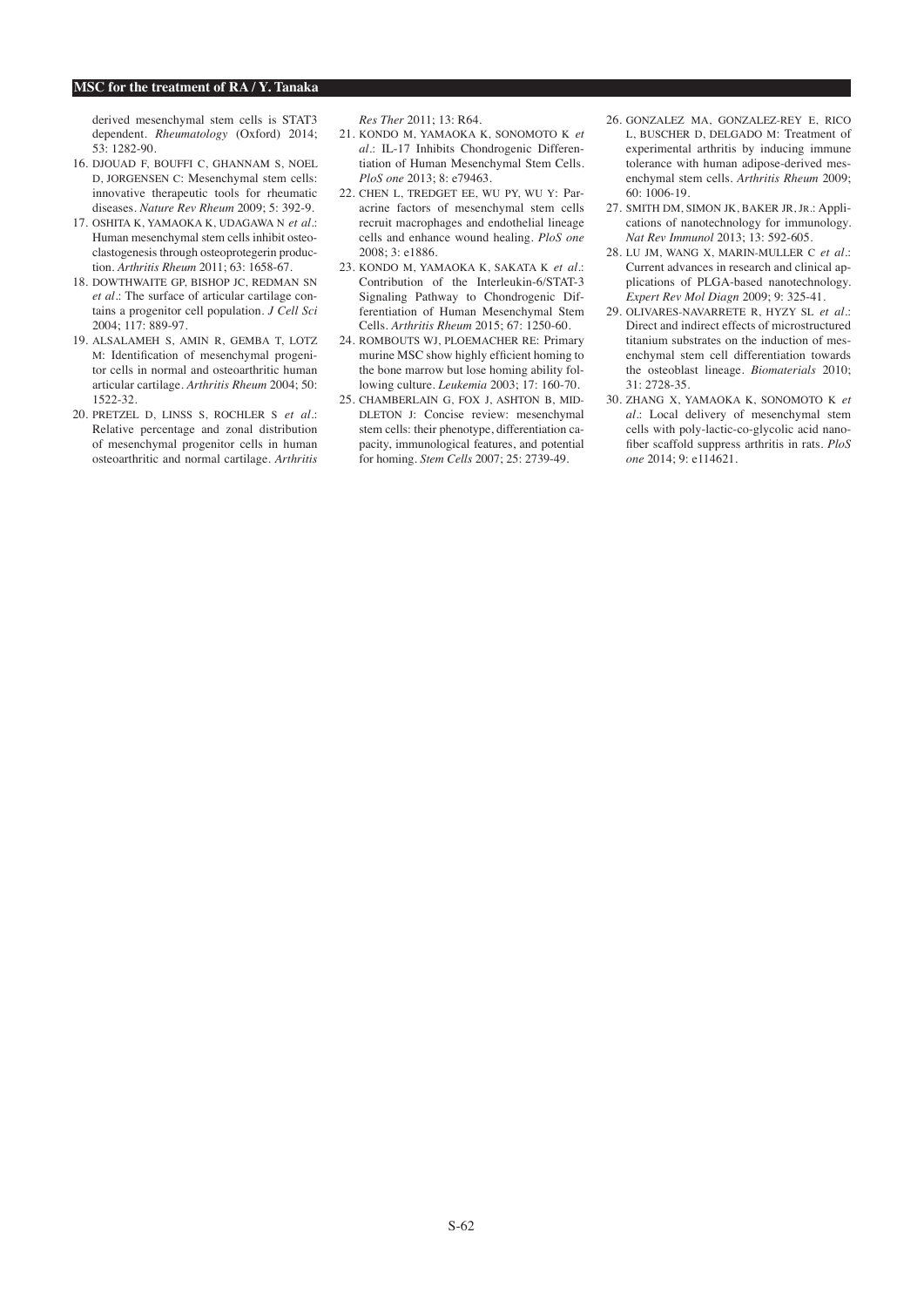derived mesenchymal stem cells is STAT3 dependent. *Rheumatology* (Oxford) 2014; 53: 1282-90.

16. DJOUAD F, BOUFFI C, GHANNAM S, NOEL D, JORGENSEN C: Mesenchymal stem cells: innovative therapeutic tools for rheumatic diseases. *Nature Rev Rheum* 2009; 5: 392-9.
17. OSHITA K, YAMAOKA K, UDAGAWA N *et al.*: Human mesenchymal stem cells inhibit osteoclastogenesis through osteoprotegerin production. *Arthritis Rheum* 2011; 63: 1658-67.
18. DOWTHWAITE GP, BISHOP JC, REDMAN SN *et al.*: The surface of articular cartilage contains a progenitor cell population. *J Cell Sci* 2004; 117: 889-97.
19. ALSALAMEH S, AMIN R, GEMBA T, LOTZ M: Identification of mesenchymal progenitor cells in normal and osteoarthritic human articular cartilage. *Arthritis Rheum* 2004; 50: 1522-32.
20. PRETZEL D, LINSS S, ROCHLER S *et al.*: Relative percentage and zonal distribution of mesenchymal progenitor cells in human osteoarthritic and normal cartilage. *Arthritis Res Ther* 2011; 13: R64.
21. KONDO M, YAMAOKA K, SONOMOTO K *et al.*: IL-17 Inhibits Chondrogenic Differentiation of Human Mesenchymal Stem Cells. *PloS one* 2013; 8: e79463.
22. CHEN L, TREDGET EE, WU PY, WU Y: Paracrine factors of mesenchymal stem cells recruit macrophages and endothelial lineage cells and enhance wound healing. *PloS one* 2008; 3: e1886.
23. KONDO M, YAMAOKA K, SAKATA K *et al.*: Contribution of the Interleukin-6/STAT-3 Signaling Pathway to Chondrogenic Differentiation of Human Mesenchymal Stem Cells. *Arthritis Rheum* 2015; 67: 1250-60.
24. ROMBOUTS WJ, PLOEMACHER RE: Primary murine MSC show highly efficient homing to the bone marrow but lose homing ability following culture. *Leukemia* 2003; 17: 160-70.
25. CHAMBERLAIN G, FOX J, ASHTON B, MIDDLETON J: Concise review: mesenchymal stem cells: their phenotype, differentiation capacity, immunological features, and potential for homing. *Stem Cells* 2007; 25: 2739-49.
26. GONZALEZ MA, GONZALEZ-REY E, RICO L, BUSCHER D, DELGADO M: Treatment of experimental arthritis by inducing immune tolerance with human adipose-derived mesenchymal stem cells. *Arthritis Rheum* 2009; 60: 1006-19.
27. SMITH DM, SIMON JK, BAKER JR, JR.: Applications of nanotechnology for immunology. *Nat Rev Immunol* 2013; 13: 592-605.
28. LU JM, WANG X, MARIN-MULLER C *et al.*: Current advances in research and clinical applications of PLGA-based nanotechnology. *Expert Rev Mol Diagn* 2009; 9: 325-41.
29. OLIVARES-NAVARRETE R, HYZY SL *et al.*: Direct and indirect effects of microstructured titanium substrates on the induction of mesenchymal stem cell differentiation towards the osteoblast lineage. *Biomaterials* 2010; 31: 2728-35.
30. ZHANG X, YAMAOKA K, SONOMOTO K *et al.*: Local delivery of mesenchymal stem cells with poly-lactic-co-glycolic acid nanofiber scaffold suppress arthritis in rats. *PloS one* 2014; 9: e114621.